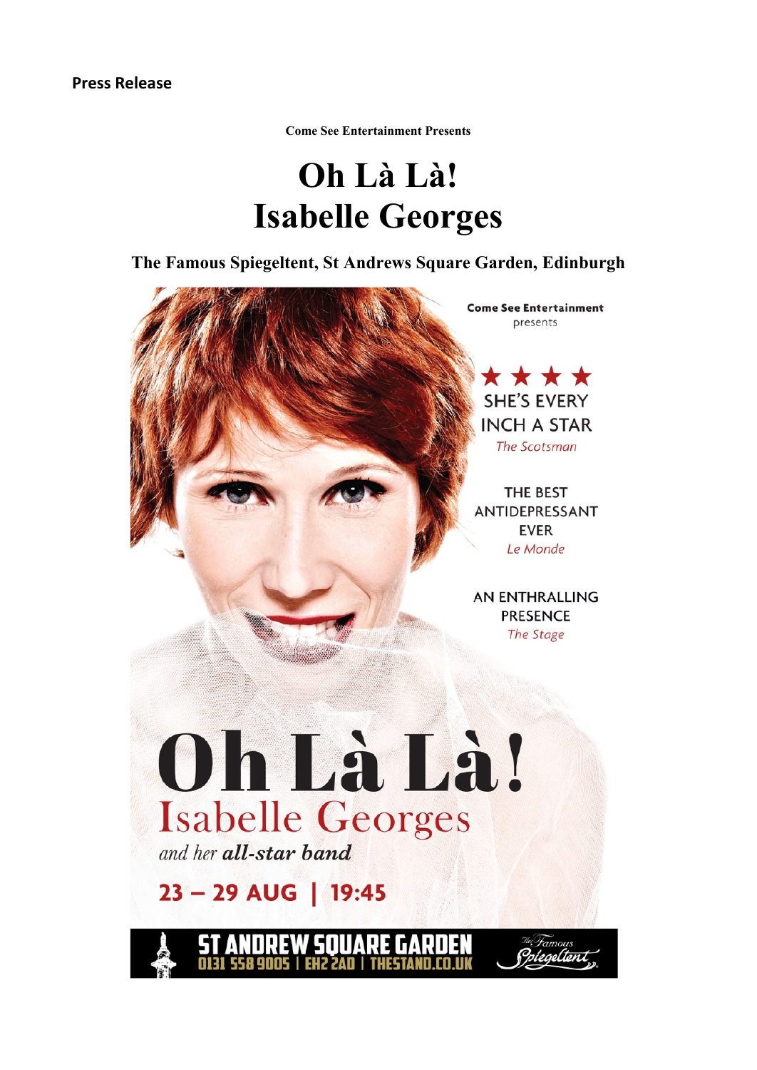**Press Release**

**Come See Entertainment Presents**

# Oh Là Là!
# Isabelle Georges

**The Famous Spiegeltent, St Andrews Square Garden, Edinburgh**

**Come See Entertainment** presents

★★★★ SHE'S EVERY INCH A STAR *The Scotsman*

THE BEST ANTIDEPRESSANT EVER *Le Monde*

AN ENTHRALLING PRESENCE *The Stage*

**Oh Là Là!**
Isabelle Georges
*and her* ***all-star band***

**23 – 29 AUG | 19:45**

**ST ANDREW SQUARE GARDEN**
**0131 558 9005 | EH2 2AD | THESTAND.CO.UK**

The Famous Spiegeltent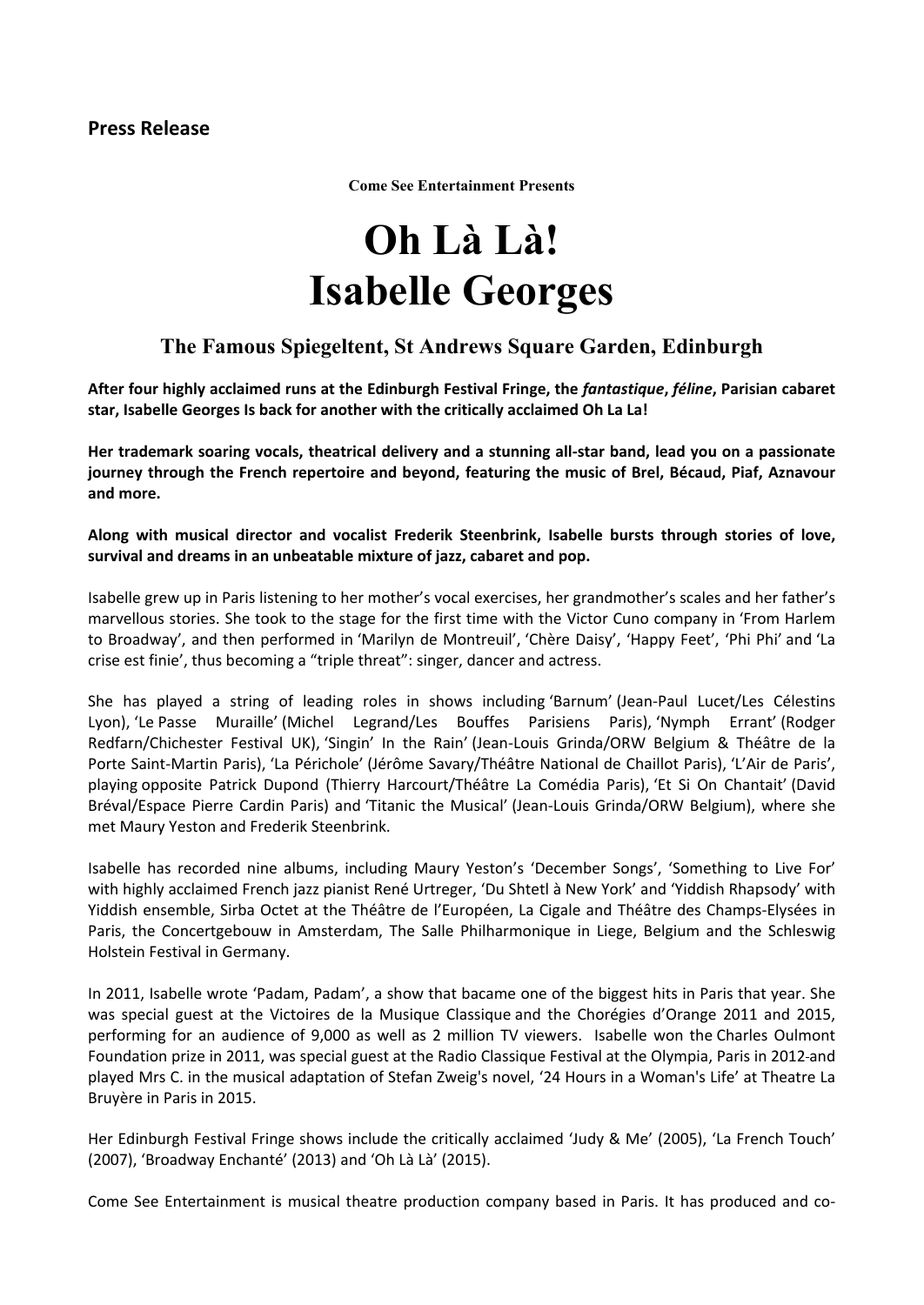**Press Release**

**Come See Entertainment Presents**

# Oh Là Là!
# Isabelle Georges

## The Famous Spiegeltent, St Andrews Square Garden, Edinburgh

**After four highly acclaimed runs at the Edinburgh Festival Fringe, the *fantastique*, *féline*, Parisian cabaret star, Isabelle Georges Is back for another with the critically acclaimed Oh La La!**

**Her trademark soaring vocals, theatrical delivery and a stunning all-star band, lead you on a passionate journey through the French repertoire and beyond, featuring the music of Brel, Bécaud, Piaf, Aznavour and more.**

**Along with musical director and vocalist Frederik Steenbrink, Isabelle bursts through stories of love, survival and dreams in an unbeatable mixture of jazz, cabaret and pop.**

Isabelle grew up in Paris listening to her mother's vocal exercises, her grandmother's scales and her father's marvellous stories. She took to the stage for the first time with the Victor Cuno company in 'From Harlem to Broadway', and then performed in 'Marilyn de Montreuil', 'Chère Daisy', 'Happy Feet', 'Phi Phi' and 'La crise est finie', thus becoming a "triple threat": singer, dancer and actress.

She has played a string of leading roles in shows including 'Barnum' (Jean-Paul Lucet/Les Célestins Lyon), 'Le Passe Muraille' (Michel Legrand/Les Bouffes Parisiens Paris), 'Nymph Errant' (Rodger Redfarn/Chichester Festival UK), 'Singin' In the Rain' (Jean-Louis Grinda/ORW Belgium & Théâtre de la Porte Saint-Martin Paris), 'La Périchole' (Jérôme Savary/Théâtre National de Chaillot Paris), 'L'Air de Paris', playing opposite Patrick Dupond (Thierry Harcourt/Théâtre La Comédia Paris), 'Et Si On Chantait' (David Bréval/Espace Pierre Cardin Paris) and 'Titanic the Musical' (Jean-Louis Grinda/ORW Belgium), where she met Maury Yeston and Frederik Steenbrink.

Isabelle has recorded nine albums, including Maury Yeston's 'December Songs', 'Something to Live For' with highly acclaimed French jazz pianist René Urtreger, 'Du Shtetl à New York' and 'Yiddish Rhapsody' with Yiddish ensemble, Sirba Octet at the Théâtre de l'Européen, La Cigale and Théâtre des Champs-Elysées in Paris, the Concertgebouw in Amsterdam, The Salle Philharmonique in Liege, Belgium and the Schleswig Holstein Festival in Germany.

In 2011, Isabelle wrote 'Padam, Padam', a show that bacame one of the biggest hits in Paris that year. She was special guest at the Victoires de la Musique Classique and the Chorégies d'Orange 2011 and 2015, performing for an audience of 9,000 as well as 2 million TV viewers. Isabelle won the Charles Oulmont Foundation prize in 2011, was special guest at the Radio Classique Festival at the Olympia, Paris in 2012 and played Mrs C. in the musical adaptation of Stefan Zweig's novel, '24 Hours in a Woman's Life' at Theatre La Bruyère in Paris in 2015.

Her Edinburgh Festival Fringe shows include the critically acclaimed 'Judy & Me' (2005), 'La French Touch' (2007), 'Broadway Enchanté' (2013) and 'Oh Là Là' (2015).

Come See Entertainment is musical theatre production company based in Paris. It has produced and co-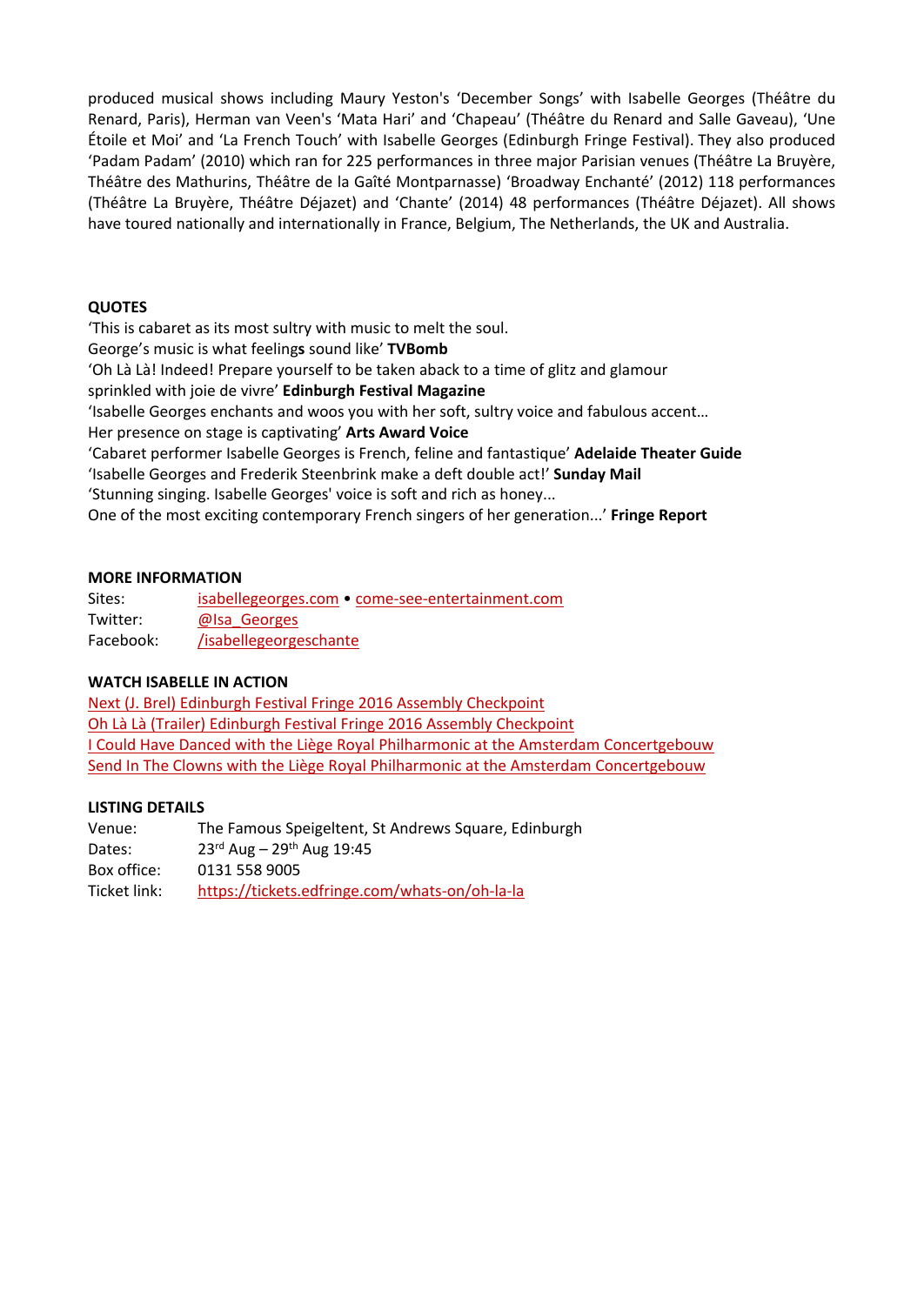produced musical shows including Maury Yeston's 'December Songs' with Isabelle Georges (Théâtre du Renard, Paris), Herman van Veen's 'Mata Hari' and 'Chapeau' (Théâtre du Renard and Salle Gaveau), 'Une Étoile et Moi' and 'La French Touch' with Isabelle Georges (Edinburgh Fringe Festival). They also produced 'Padam Padam' (2010) which ran for 225 performances in three major Parisian venues (Théâtre La Bruyère, Théâtre des Mathurins, Théâtre de la Gaîté Montparnasse) 'Broadway Enchanté' (2012) 118 performances (Théâtre La Bruyère, Théâtre Déjazet) and 'Chante' (2014) 48 performances (Théâtre Déjazet). All shows have toured nationally and internationally in France, Belgium, The Netherlands, the UK and Australia.

**QUOTES**

'This is cabaret as its most sultry with music to melt the soul.
George's music is what feeling**s** sound like' **TVBomb**

'Oh Là Là! Indeed! Prepare yourself to be taken aback to a time of glitz and glamour sprinkled with joie de vivre' **Edinburgh Festival Magazine**

'Isabelle Georges enchants and woos you with her soft, sultry voice and fabulous accent… Her presence on stage is captivating' **Arts Award Voice**

'Cabaret performer Isabelle Georges is French, feline and fantastique' **Adelaide Theater Guide**

'Isabelle Georges and Frederik Steenbrink make a deft double act!' **Sunday Mail**

'Stunning singing. Isabelle Georges' voice is soft and rich as honey...
One of the most exciting contemporary French singers of her generation...' **Fringe Report**

**MORE INFORMATION**

| | |
|---|---|
| Sites: | isabellegeorges.com • come-see-entertainment.com |
| Twitter: | @Isa_Georges |
| Facebook: | /isabellegeorgeschante |

**WATCH ISABELLE IN ACTION**

Next (J. Brel) Edinburgh Festival Fringe 2016 Assembly Checkpoint
Oh Là Là (Trailer) Edinburgh Festival Fringe 2016 Assembly Checkpoint
I Could Have Danced with the Liège Royal Philharmonic at the Amsterdam Concertgebouw
Send In The Clowns with the Liège Royal Philharmonic at the Amsterdam Concertgebouw

**LISTING DETAILS**

| | |
|---|---|
| Venue: | The Famous Speigeltent, St Andrews Square, Edinburgh |
| Dates: | 23rd Aug – 29th Aug 19:45 |
| Box office: | 0131 558 9005 |
| Ticket link: | https://tickets.edfringe.com/whats-on/oh-la-la |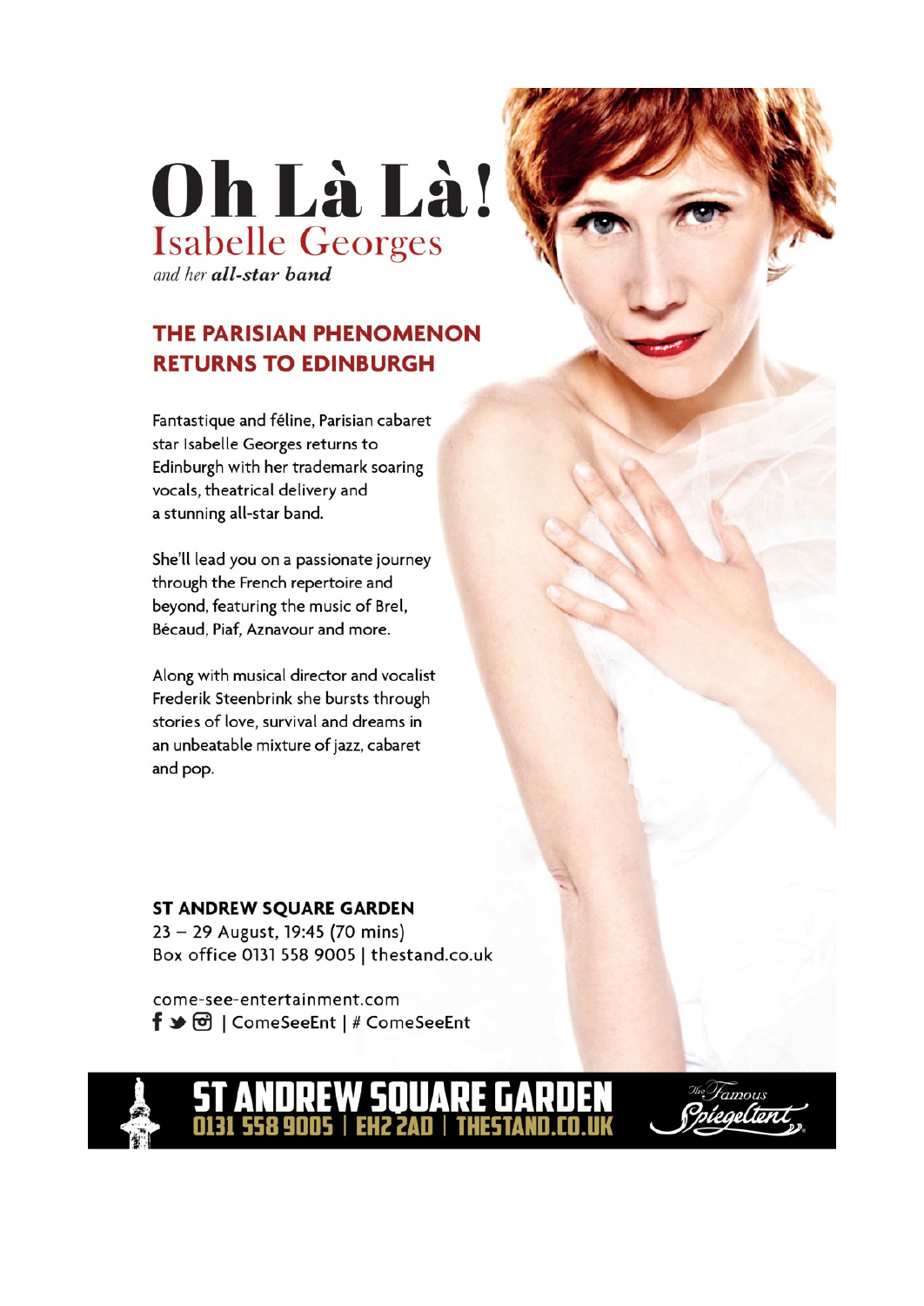# Oh Là Là!

## Isabelle Georges

*and her **all-star band***

## THE PARISIAN PHENOMENON RETURNS TO EDINBURGH

Fantastique and féline, Parisian cabaret star Isabelle Georges returns to Edinburgh with her trademark soaring vocals, theatrical delivery and a stunning all-star band.

She'll lead you on a passionate journey through the French repertoire and beyond, featuring the music of Brel, Bécaud, Piaf, Aznavour and more.

Along with musical director and vocalist Frederik Steenbrink she bursts through stories of love, survival and dreams in an unbeatable mixture of jazz, cabaret and pop.

**ST ANDREW SQUARE GARDEN**
23 – 29 August, 19:45 (70 mins)
Box office 0131 558 9005 | thestand.co.uk

come-see-entertainment.com
| ComeSeeEnt | # ComeSeeEnt

**ST ANDREW SQUARE GARDEN**
**0131 558 9005 | EH2 2AD | THESTAND.CO.UK**

The Famous Spiegeltent